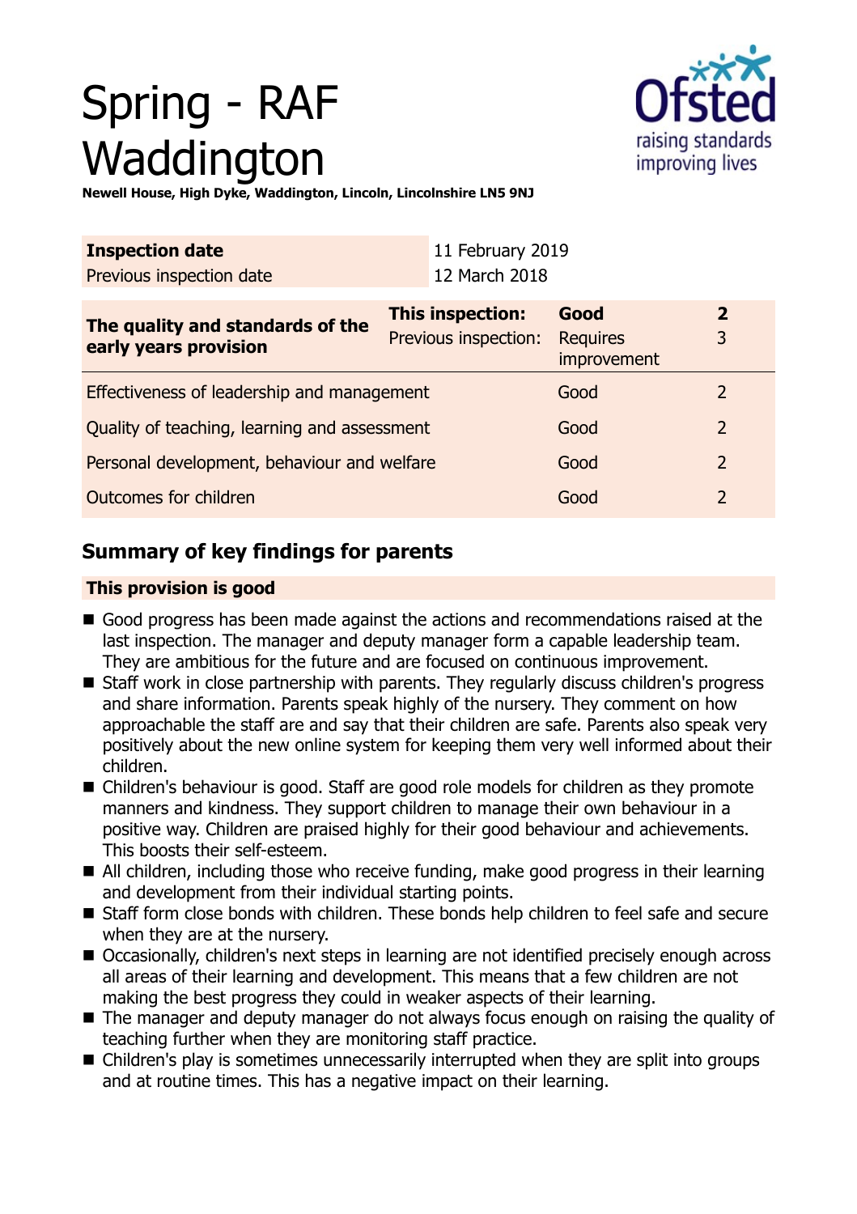# Spring - RAF Waddington

**Newell House, High Dyke, Waddington, Lincoln, Lincolnshire LN5 9NJ**

| **Inspection date** | 11 February 2019 |
|---|---|
| Previous inspection date | 12 March 2018 |

| **The quality and standards of the early years provision** | **This inspection:** | **Good** | **2** |
|---|---|---|---|
| | Previous inspection: | Requires improvement | 3 |
| Effectiveness of leadership and management | | Good | 2 |
| Quality of teaching, learning and assessment | | Good | 2 |
| Personal development, behaviour and welfare | | Good | 2 |
| Outcomes for children | | Good | 2 |

## Summary of key findings for parents

**This provision is good**

- Good progress has been made against the actions and recommendations raised at the last inspection. The manager and deputy manager form a capable leadership team. They are ambitious for the future and are focused on continuous improvement.
- Staff work in close partnership with parents. They regularly discuss children's progress and share information. Parents speak highly of the nursery. They comment on how approachable the staff are and say that their children are safe. Parents also speak very positively about the new online system for keeping them very well informed about their children.
- Children's behaviour is good. Staff are good role models for children as they promote manners and kindness. They support children to manage their own behaviour in a positive way. Children are praised highly for their good behaviour and achievements. This boosts their self-esteem.
- All children, including those who receive funding, make good progress in their learning and development from their individual starting points.
- Staff form close bonds with children. These bonds help children to feel safe and secure when they are at the nursery.
- Occasionally, children's next steps in learning are not identified precisely enough across all areas of their learning and development. This means that a few children are not making the best progress they could in weaker aspects of their learning.
- The manager and deputy manager do not always focus enough on raising the quality of teaching further when they are monitoring staff practice.
- Children's play is sometimes unnecessarily interrupted when they are split into groups and at routine times. This has a negative impact on their learning.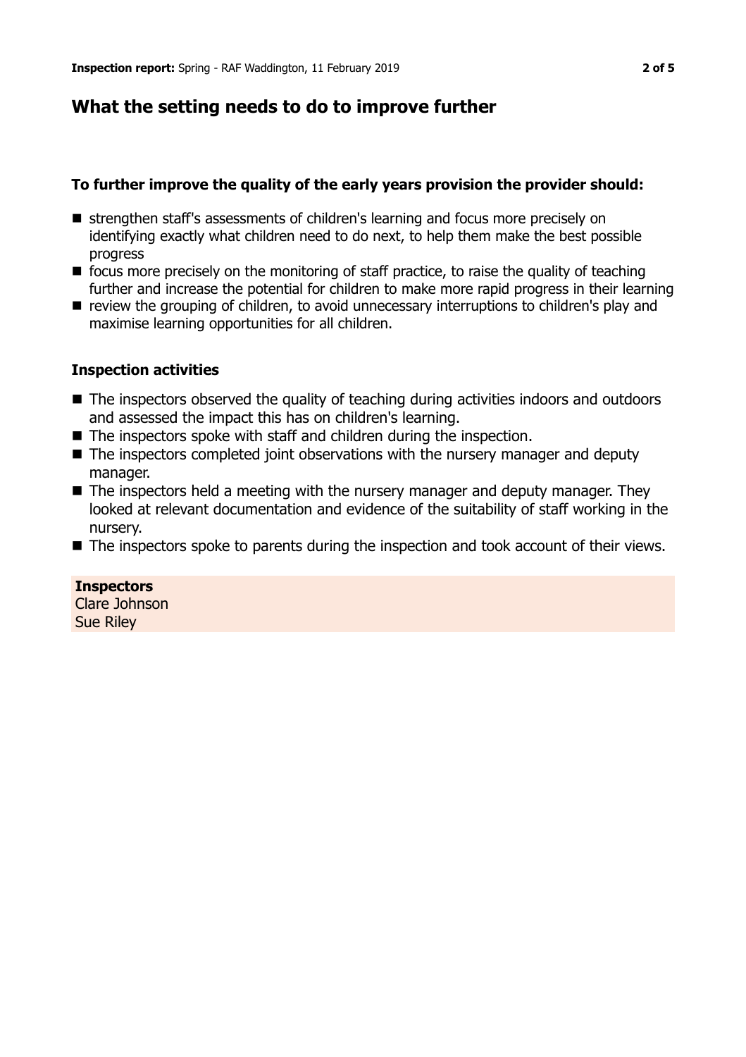## What the setting needs to do to improve further

### To further improve the quality of the early years provision the provider should:

- strengthen staff's assessments of children's learning and focus more precisely on identifying exactly what children need to do next, to help them make the best possible progress
- focus more precisely on the monitoring of staff practice, to raise the quality of teaching further and increase the potential for children to make more rapid progress in their learning
- review the grouping of children, to avoid unnecessary interruptions to children's play and maximise learning opportunities for all children.

### Inspection activities

- The inspectors observed the quality of teaching during activities indoors and outdoors and assessed the impact this has on children's learning.
- The inspectors spoke with staff and children during the inspection.
- The inspectors completed joint observations with the nursery manager and deputy manager.
- The inspectors held a meeting with the nursery manager and deputy manager. They looked at relevant documentation and evidence of the suitability of staff working in the nursery.
- The inspectors spoke to parents during the inspection and took account of their views.

**Inspectors**
Clare Johnson
Sue Riley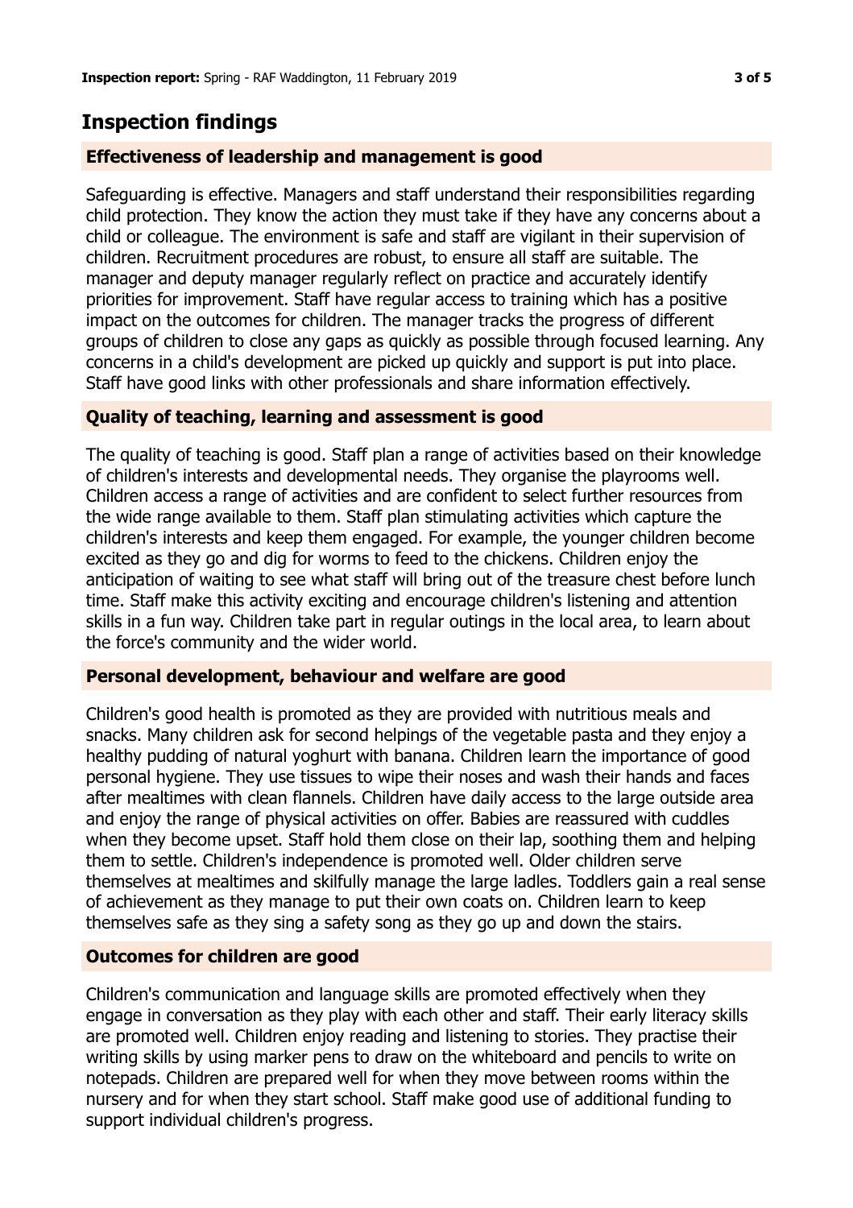## Inspection findings

### Effectiveness of leadership and management is good

Safeguarding is effective. Managers and staff understand their responsibilities regarding child protection. They know the action they must take if they have any concerns about a child or colleague. The environment is safe and staff are vigilant in their supervision of children. Recruitment procedures are robust, to ensure all staff are suitable. The manager and deputy manager regularly reflect on practice and accurately identify priorities for improvement. Staff have regular access to training which has a positive impact on the outcomes for children. The manager tracks the progress of different groups of children to close any gaps as quickly as possible through focused learning. Any concerns in a child's development are picked up quickly and support is put into place. Staff have good links with other professionals and share information effectively.

### Quality of teaching, learning and assessment is good

The quality of teaching is good. Staff plan a range of activities based on their knowledge of children's interests and developmental needs. They organise the playrooms well. Children access a range of activities and are confident to select further resources from the wide range available to them. Staff plan stimulating activities which capture the children's interests and keep them engaged. For example, the younger children become excited as they go and dig for worms to feed to the chickens. Children enjoy the anticipation of waiting to see what staff will bring out of the treasure chest before lunch time. Staff make this activity exciting and encourage children's listening and attention skills in a fun way. Children take part in regular outings in the local area, to learn about the force's community and the wider world.

### Personal development, behaviour and welfare are good

Children's good health is promoted as they are provided with nutritious meals and snacks. Many children ask for second helpings of the vegetable pasta and they enjoy a healthy pudding of natural yoghurt with banana. Children learn the importance of good personal hygiene. They use tissues to wipe their noses and wash their hands and faces after mealtimes with clean flannels. Children have daily access to the large outside area and enjoy the range of physical activities on offer. Babies are reassured with cuddles when they become upset. Staff hold them close on their lap, soothing them and helping them to settle. Children's independence is promoted well. Older children serve themselves at mealtimes and skilfully manage the large ladles. Toddlers gain a real sense of achievement as they manage to put their own coats on. Children learn to keep themselves safe as they sing a safety song as they go up and down the stairs.

### Outcomes for children are good

Children's communication and language skills are promoted effectively when they engage in conversation as they play with each other and staff. Their early literacy skills are promoted well. Children enjoy reading and listening to stories. They practise their writing skills by using marker pens to draw on the whiteboard and pencils to write on notepads. Children are prepared well for when they move between rooms within the nursery and for when they start school. Staff make good use of additional funding to support individual children's progress.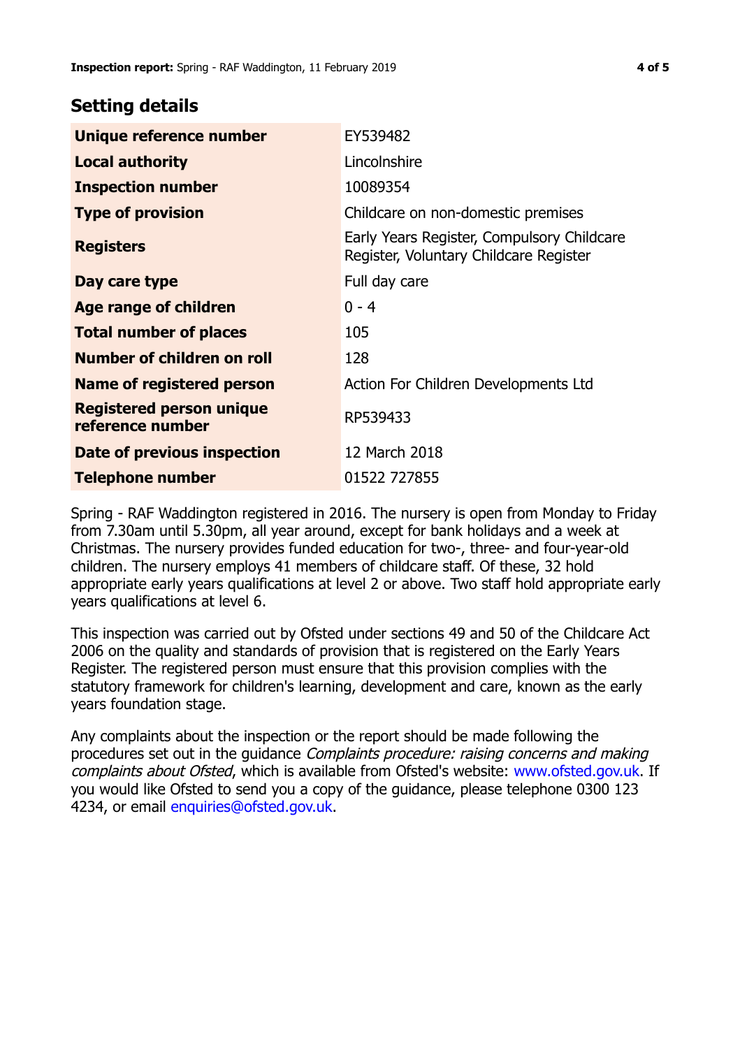## Setting details

| | |
|---|---|
| **Unique reference number** | EY539482 |
| **Local authority** | Lincolnshire |
| **Inspection number** | 10089354 |
| **Type of provision** | Childcare on non-domestic premises |
| **Registers** | Early Years Register, Compulsory Childcare Register, Voluntary Childcare Register |
| **Day care type** | Full day care |
| **Age range of children** | 0 - 4 |
| **Total number of places** | 105 |
| **Number of children on roll** | 128 |
| **Name of registered person** | Action For Children Developments Ltd |
| **Registered person unique reference number** | RP539433 |
| **Date of previous inspection** | 12 March 2018 |
| **Telephone number** | 01522 727855 |

Spring - RAF Waddington registered in 2016. The nursery is open from Monday to Friday from 7.30am until 5.30pm, all year around, except for bank holidays and a week at Christmas. The nursery provides funded education for two-, three- and four-year-old children. The nursery employs 41 members of childcare staff. Of these, 32 hold appropriate early years qualifications at level 2 or above. Two staff hold appropriate early years qualifications at level 6.

This inspection was carried out by Ofsted under sections 49 and 50 of the Childcare Act 2006 on the quality and standards of provision that is registered on the Early Years Register. The registered person must ensure that this provision complies with the statutory framework for children's learning, development and care, known as the early years foundation stage.

Any complaints about the inspection or the report should be made following the procedures set out in the guidance *Complaints procedure: raising concerns and making complaints about Ofsted*, which is available from Ofsted's website: www.ofsted.gov.uk. If you would like Ofsted to send you a copy of the guidance, please telephone 0300 123 4234, or email enquiries@ofsted.gov.uk.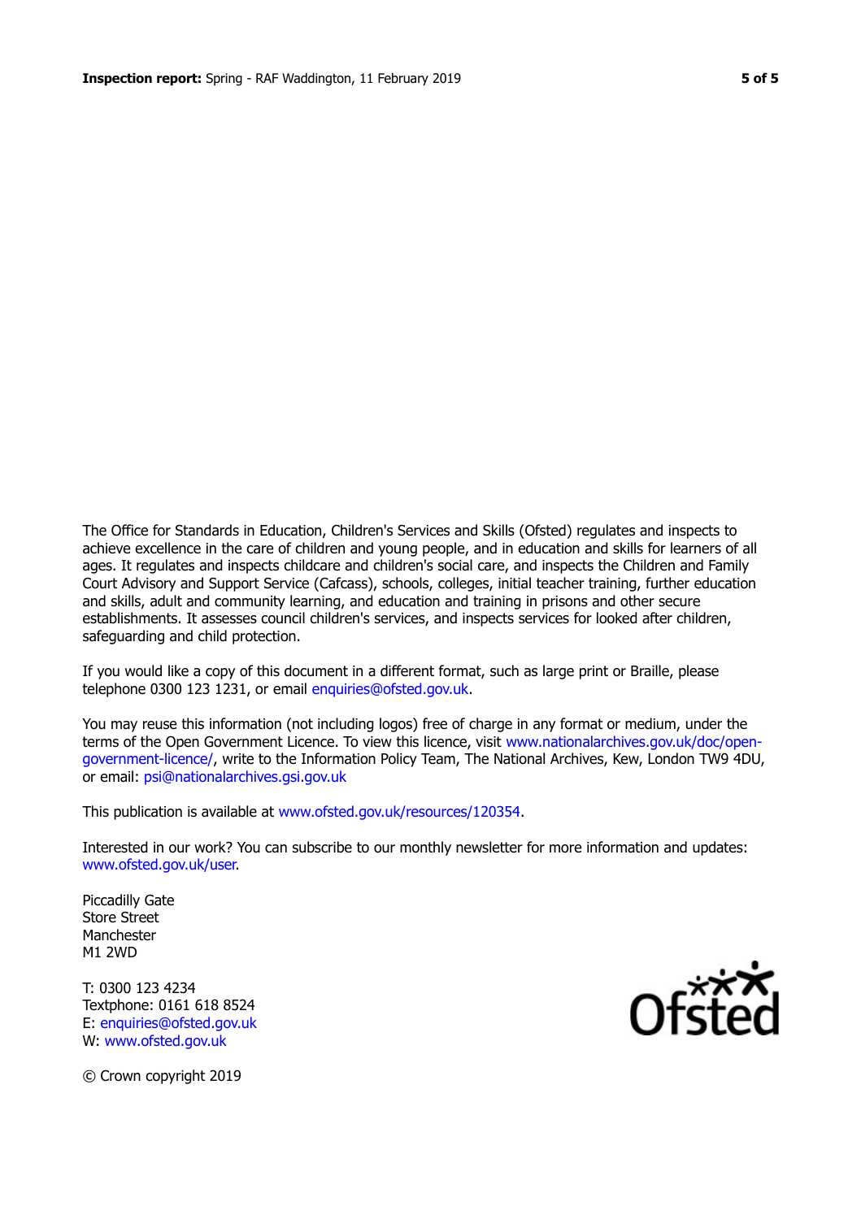The Office for Standards in Education, Children's Services and Skills (Ofsted) regulates and inspects to achieve excellence in the care of children and young people, and in education and skills for learners of all ages. It regulates and inspects childcare and children's social care, and inspects the Children and Family Court Advisory and Support Service (Cafcass), schools, colleges, initial teacher training, further education and skills, adult and community learning, and education and training in prisons and other secure establishments. It assesses council children's services, and inspects services for looked after children, safeguarding and child protection.

If you would like a copy of this document in a different format, such as large print or Braille, please telephone 0300 123 1231, or email enquiries@ofsted.gov.uk.

You may reuse this information (not including logos) free of charge in any format or medium, under the terms of the Open Government Licence. To view this licence, visit www.nationalarchives.gov.uk/doc/open-government-licence/, write to the Information Policy Team, The National Archives, Kew, London TW9 4DU, or email: psi@nationalarchives.gsi.gov.uk

This publication is available at www.ofsted.gov.uk/resources/120354.

Interested in our work? You can subscribe to our monthly newsletter for more information and updates: www.ofsted.gov.uk/user.

Piccadilly Gate
Store Street
Manchester
M1 2WD

T: 0300 123 4234
Textphone: 0161 618 8524
E: enquiries@ofsted.gov.uk
W: www.ofsted.gov.uk

© Crown copyright 2019